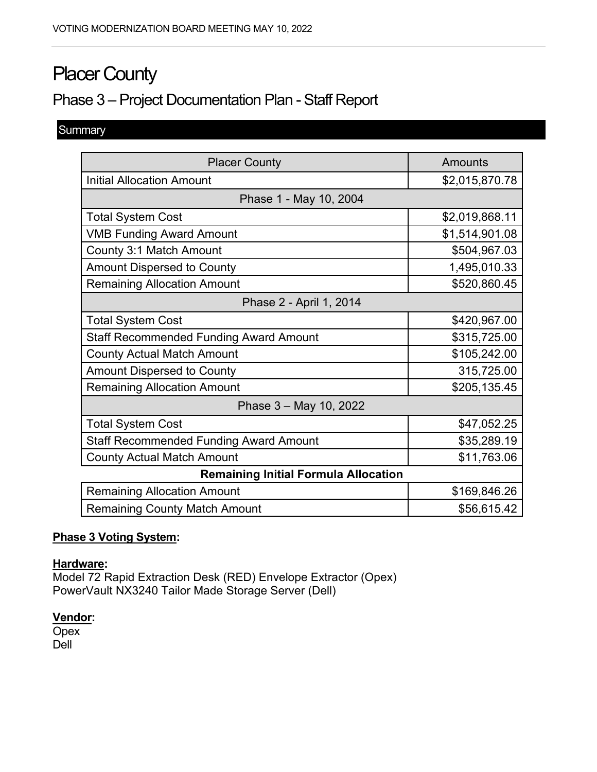# Placer County

## Phase 3 – Project Documentation Plan - Staff Report

### Summary

| Placer County | Amounts |
|---|---|
| Initial Allocation Amount | $2,015,870.78 |
| Phase 1 - May 10, 2004 | |
| Total System Cost | $2,019,868.11 |
| VMB Funding Award Amount | $1,514,901.08 |
| County 3:1 Match Amount | $504,967.03 |
| Amount Dispersed to County | 1,495,010.33 |
| Remaining Allocation Amount | $520,860.45 |
| Phase 2 - April 1, 2014 | |
| Total System Cost | $420,967.00 |
| Staff Recommended Funding Award Amount | $315,725.00 |
| County Actual Match Amount | $105,242.00 |
| Amount Dispersed to County | 315,725.00 |
| Remaining Allocation Amount | $205,135.45 |
| Phase 3 – May 10, 2022 | |
| Total System Cost | $47,052.25 |
| Staff Recommended Funding Award Amount | $35,289.19 |
| County Actual Match Amount | $11,763.06 |
| **Remaining Initial Formula Allocation** | |
| Remaining Allocation Amount | $169,846.26 |
| Remaining County Match Amount | $56,615.42 |

**Phase 3 Voting System:**

**Hardware:**
Model 72 Rapid Extraction Desk (RED) Envelope Extractor (Opex)
PowerVault NX3240 Tailor Made Storage Server (Dell)

**Vendor:**
Opex
Dell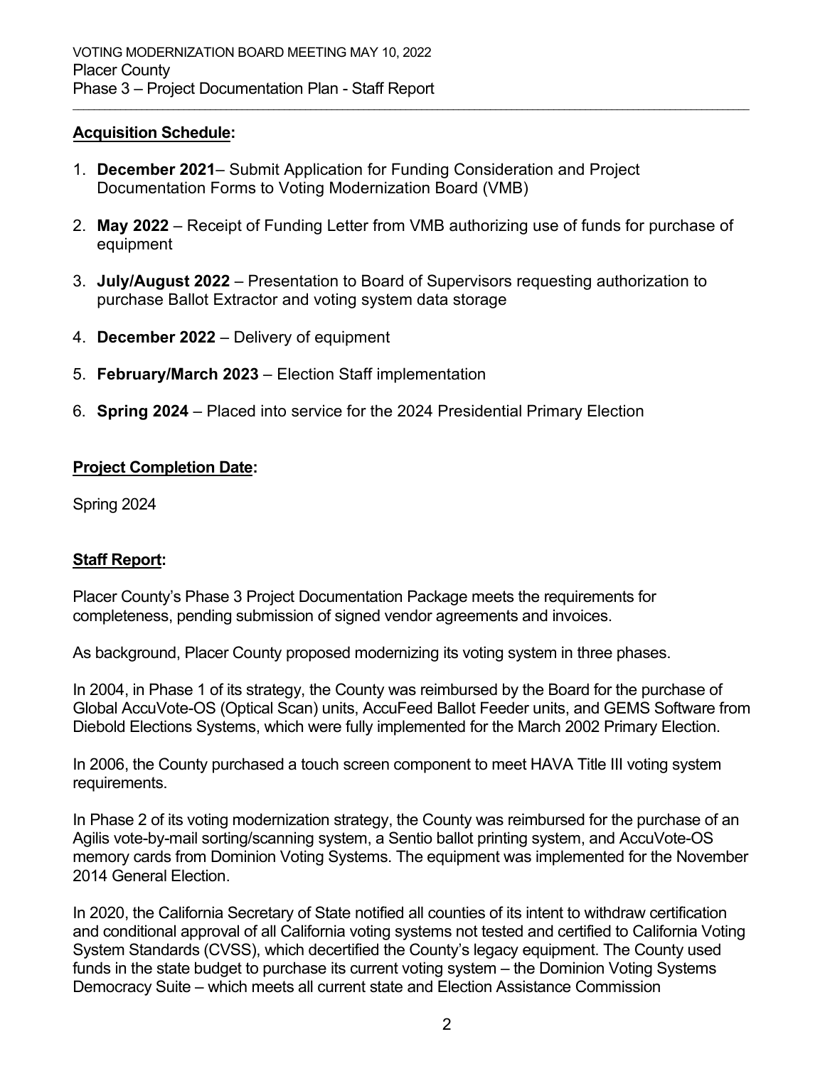**Acquisition Schedule:**

1. **December 2021**– Submit Application for Funding Consideration and Project Documentation Forms to Voting Modernization Board (VMB)

2. **May 2022** – Receipt of Funding Letter from VMB authorizing use of funds for purchase of equipment

3. **July/August 2022** – Presentation to Board of Supervisors requesting authorization to purchase Ballot Extractor and voting system data storage

4. **December 2022** – Delivery of equipment

5. **February/March 2023** – Election Staff implementation

6. **Spring 2024** – Placed into service for the 2024 Presidential Primary Election

**Project Completion Date:**

Spring 2024

**Staff Report:**

Placer County's Phase 3 Project Documentation Package meets the requirements for completeness, pending submission of signed vendor agreements and invoices.

As background, Placer County proposed modernizing its voting system in three phases.

In 2004, in Phase 1 of its strategy, the County was reimbursed by the Board for the purchase of Global AccuVote-OS (Optical Scan) units, AccuFeed Ballot Feeder units, and GEMS Software from Diebold Elections Systems, which were fully implemented for the March 2002 Primary Election.

In 2006, the County purchased a touch screen component to meet HAVA Title III voting system requirements.

In Phase 2 of its voting modernization strategy, the County was reimbursed for the purchase of an Agilis vote-by-mail sorting/scanning system, a Sentio ballot printing system, and AccuVote-OS memory cards from Dominion Voting Systems. The equipment was implemented for the November 2014 General Election.

In 2020, the California Secretary of State notified all counties of its intent to withdraw certification and conditional approval of all California voting systems not tested and certified to California Voting System Standards (CVSS), which decertified the County's legacy equipment. The County used funds in the state budget to purchase its current voting system – the Dominion Voting Systems Democracy Suite – which meets all current state and Election Assistance Commission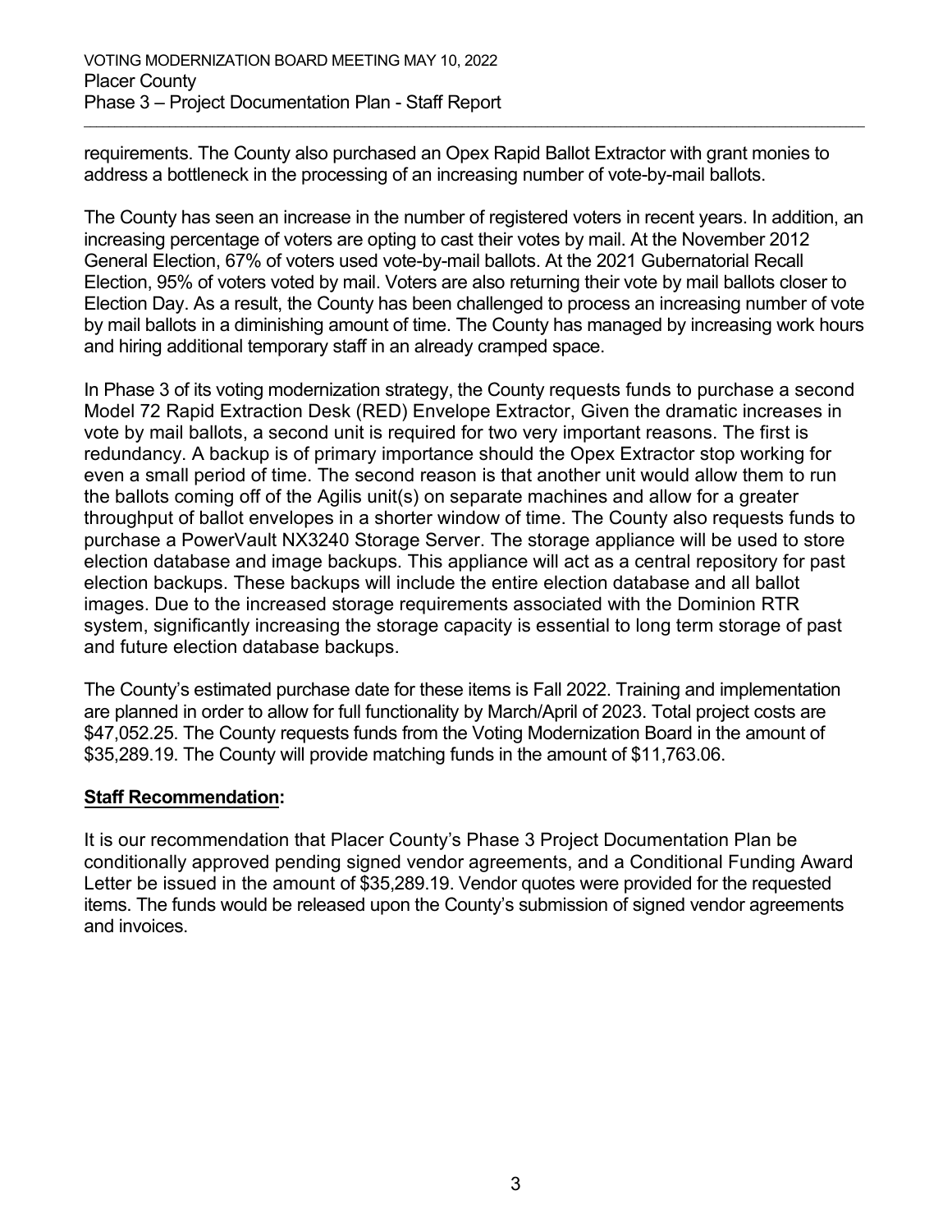requirements. The County also purchased an Opex Rapid Ballot Extractor with grant monies to address a bottleneck in the processing of an increasing number of vote-by-mail ballots.

The County has seen an increase in the number of registered voters in recent years. In addition, an increasing percentage of voters are opting to cast their votes by mail. At the November 2012 General Election, 67% of voters used vote-by-mail ballots. At the 2021 Gubernatorial Recall Election, 95% of voters voted by mail. Voters are also returning their vote by mail ballots closer to Election Day. As a result, the County has been challenged to process an increasing number of vote by mail ballots in a diminishing amount of time. The County has managed by increasing work hours and hiring additional temporary staff in an already cramped space.

In Phase 3 of its voting modernization strategy, the County requests funds to purchase a second Model 72 Rapid Extraction Desk (RED) Envelope Extractor, Given the dramatic increases in vote by mail ballots, a second unit is required for two very important reasons. The first is redundancy. A backup is of primary importance should the Opex Extractor stop working for even a small period of time. The second reason is that another unit would allow them to run the ballots coming off of the Agilis unit(s) on separate machines and allow for a greater throughput of ballot envelopes in a shorter window of time. The County also requests funds to purchase a PowerVault NX3240 Storage Server. The storage appliance will be used to store election database and image backups. This appliance will act as a central repository for past election backups. These backups will include the entire election database and all ballot images. Due to the increased storage requirements associated with the Dominion RTR system, significantly increasing the storage capacity is essential to long term storage of past and future election database backups.

The County's estimated purchase date for these items is Fall 2022. Training and implementation are planned in order to allow for full functionality by March/April of 2023. Total project costs are $47,052.25. The County requests funds from the Voting Modernization Board in the amount of $35,289.19. The County will provide matching funds in the amount of $11,763.06.

## **Staff Recommendation:**

It is our recommendation that Placer County's Phase 3 Project Documentation Plan be conditionally approved pending signed vendor agreements, and a Conditional Funding Award Letter be issued in the amount of $35,289.19. Vendor quotes were provided for the requested items. The funds would be released upon the County's submission of signed vendor agreements and invoices.